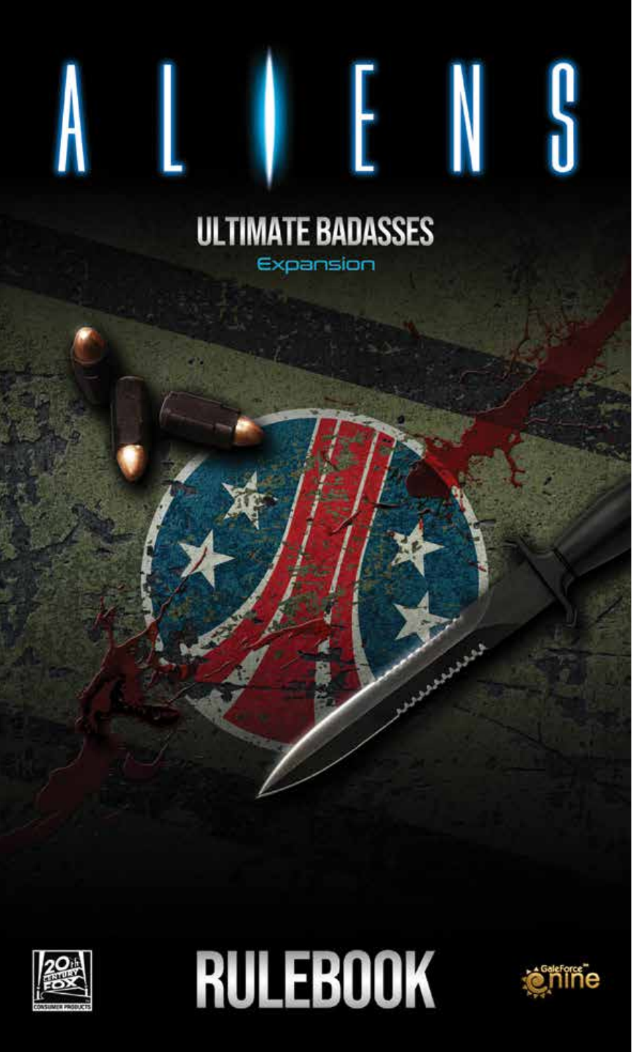# ALIENS

## ULTIMATE BADASSES

Expansion

# RULEBOOK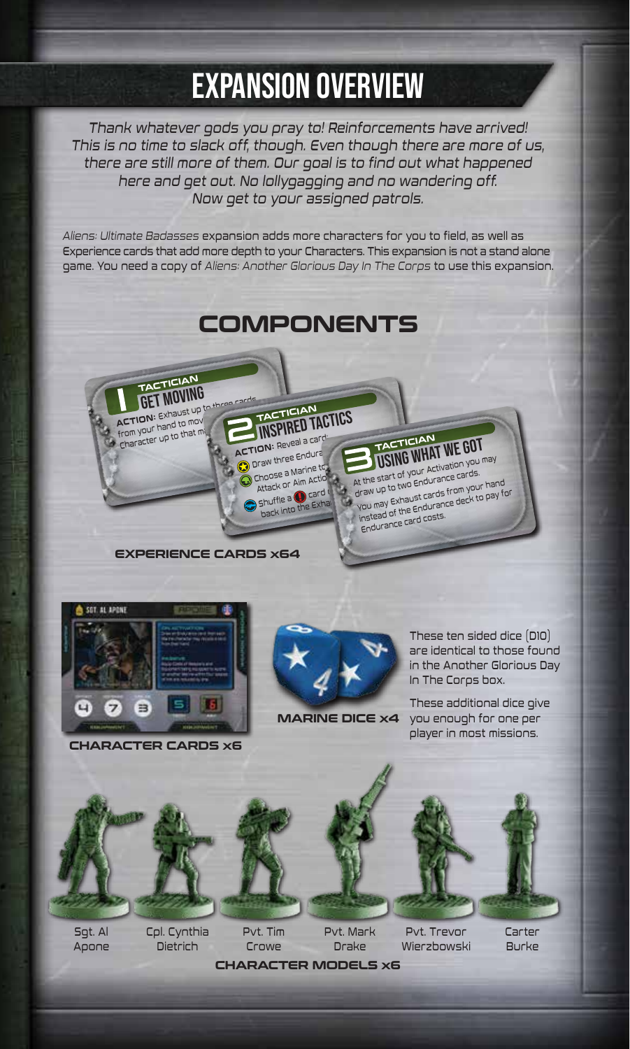# EXPANSION OVERVIEW

*Thank whatever gods you pray to! Reinforcements have arrived! This is no time to slack off, though. Even though there are more of us, there are still more of them. Our goal is to find out what happened here and get out. No lollygagging and no wandering off. Now get to your assigned patrols.*

*Aliens: Ultimate Badasses* expansion adds more characters for you to field, as well as Experience cards that add more depth to your Characters. This expansion is not a stand alone game. You need a copy of *Aliens: Another Glorious Day In The Corps* to use this expansion.

## COMPONENTS

**EXPERIENCE CARDS x64**

**CHARACTER CARDS x6**

**MARINE DICE x4**

These ten sided dice (D10) are identical to those found in the Another Glorious Day In The Corps box.

These additional dice give you enough for one per player in most missions.

Sgt. Al Apone, Cpl. Cynthia Dietrich, Pvt. Tim Crowe, Pvt. Mark Drake, Pvt. Trevor Wierzbowski, Carter Burke

**CHARACTER MODELS x6**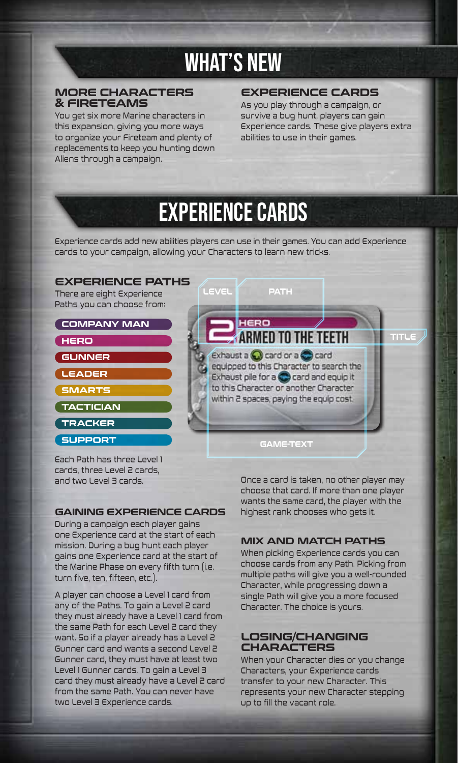# WHAT'S NEW

## MORE CHARACTERS & FIRETEAMS

You get six more Marine characters in this expansion, giving you more ways to organize your Fireteam and plenty of replacements to keep you hunting down Aliens through a campaign.

## EXPERIENCE CARDS

As you play through a campaign, or survive a bug hunt, players can gain Experience cards. These give players extra abilities to use in their games.

# EXPERIENCE CARDS

Experience cards add new abilities players can use in their games. You can add Experience cards to your campaign, allowing your Characters to learn new tricks.

## EXPERIENCE PATHS

There are eight Experience Paths you can choose from:

- COMPANY MAN
- HERO
- GUNNER
- LEADER
- SMARTS
- TACTICIAN
- TRACKER
- SUPPORT

Each Path has three Level 1 cards, three Level 2 cards, and two Level 3 cards.

LEVEL — PATH — TITLE

2 HERO — ARMED TO THE TEETH

Exhaust a card or a card equipped to this Character to search the Exhaust pile for a card and equip it to this Character or another Character within 2 spaces, paying the equip cost.

GAME-TEXT

Once a card is taken, no other player may choose that card. If more than one player wants the same card, the player with the highest rank chooses who gets it.

## GAINING EXPERIENCE CARDS

During a campaign each player gains one Experience card at the start of each mission. During a bug hunt each player gains one Experience card at the start of the Marine Phase on every fifth turn (i.e. turn five, ten, fifteen, etc.).

A player can choose a Level 1 card from any of the Paths. To gain a Level 2 card they must already have a Level 1 card from the same Path for each Level 2 card they want. So if a player already has a Level 2 Gunner card and wants a second Level 2 Gunner card, they must have at least two Level 1 Gunner cards. To gain a Level 3 card they must already have a Level 2 card from the same Path. You can never have two Level 3 Experience cards.

## MIX AND MATCH PATHS

When picking Experience cards you can choose cards from any Path. Picking from multiple paths will give you a well-rounded Character, while progressing down a single Path will give you a more focused Character. The choice is yours.

## LOSING/CHANGING CHARACTERS

When your Character dies or you change Characters, your Experience cards transfer to your new Character. This represents your new Character stepping up to fill the vacant role.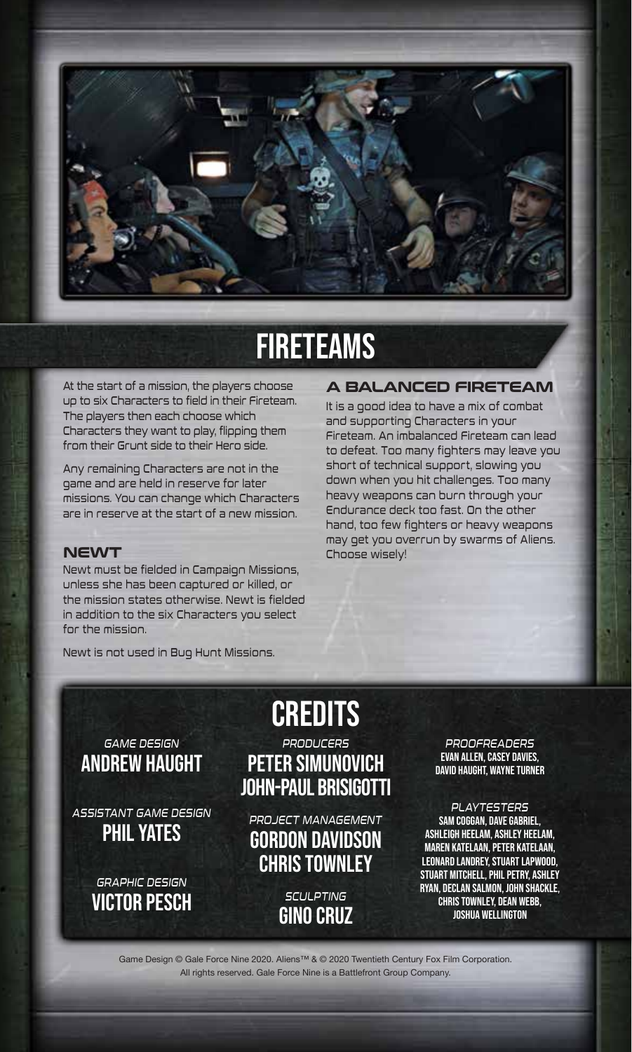# FIRETEAMS

At the start of a mission, the players choose up to six Characters to field in their Fireteam. The players then each choose which Characters they want to play, flipping them from their Grunt side to their Hero side.

Any remaining Characters are not in the game and are held in reserve for later missions. You can change which Characters are in reserve at the start of a new mission.

### NEWT

Newt must be fielded in Campaign Missions, unless she has been captured or killed, or the mission states otherwise. Newt is fielded in addition to the six Characters you select for the mission.

Newt is not used in Bug Hunt Missions.

### A BALANCED FIRETEAM

It is a good idea to have a mix of combat and supporting Characters in your Fireteam. An imbalanced Fireteam can lead to defeat. Too many fighters may leave you short of technical support, slowing you down when you hit challenges. Too many heavy weapons can burn through your Endurance deck too fast. On the other hand, too few fighters or heavy weapons may get you overrun by swarms of Aliens. Choose wisely!

# CREDITS

*GAME DESIGN*
**ANDREW HAUGHT**

*ASSISTANT GAME DESIGN*
**PHIL YATES**

*GRAPHIC DESIGN*
**VICTOR PESCH**

*PRODUCERS*
**PETER SIMUNOVICH**
**JOHN-PAUL BRISIGOTTI**

*PROJECT MANAGEMENT*
**GORDON DAVIDSON**
**CHRIS TOWNLEY**

*SCULPTING*
**GINO CRUZ**

*PROOFREADERS*
**EVAN ALLEN, CASEY DAVIES, DAVID HAUGHT, WAYNE TURNER**

*PLAYTESTERS*
**SAM COGGAN, DAVE GABRIEL, ASHLEIGH HEELAM, ASHLEY HEELAM, MAREN KATELAAN, PETER KATELAAN, LEONARD LANDREY, STUART LAPWOOD, STUART MITCHELL, PHIL PETRY, ASHLEY RYAN, DECLAN SALMON, JOHN SHACKLE, CHRIS TOWNLEY, DEAN WEBB, JOSHUA WELLINGTON**

Game Design © Gale Force Nine 2020. Aliens™ & © 2020 Twentieth Century Fox Film Corporation. All rights reserved. Gale Force Nine is a Battlefront Group Company.